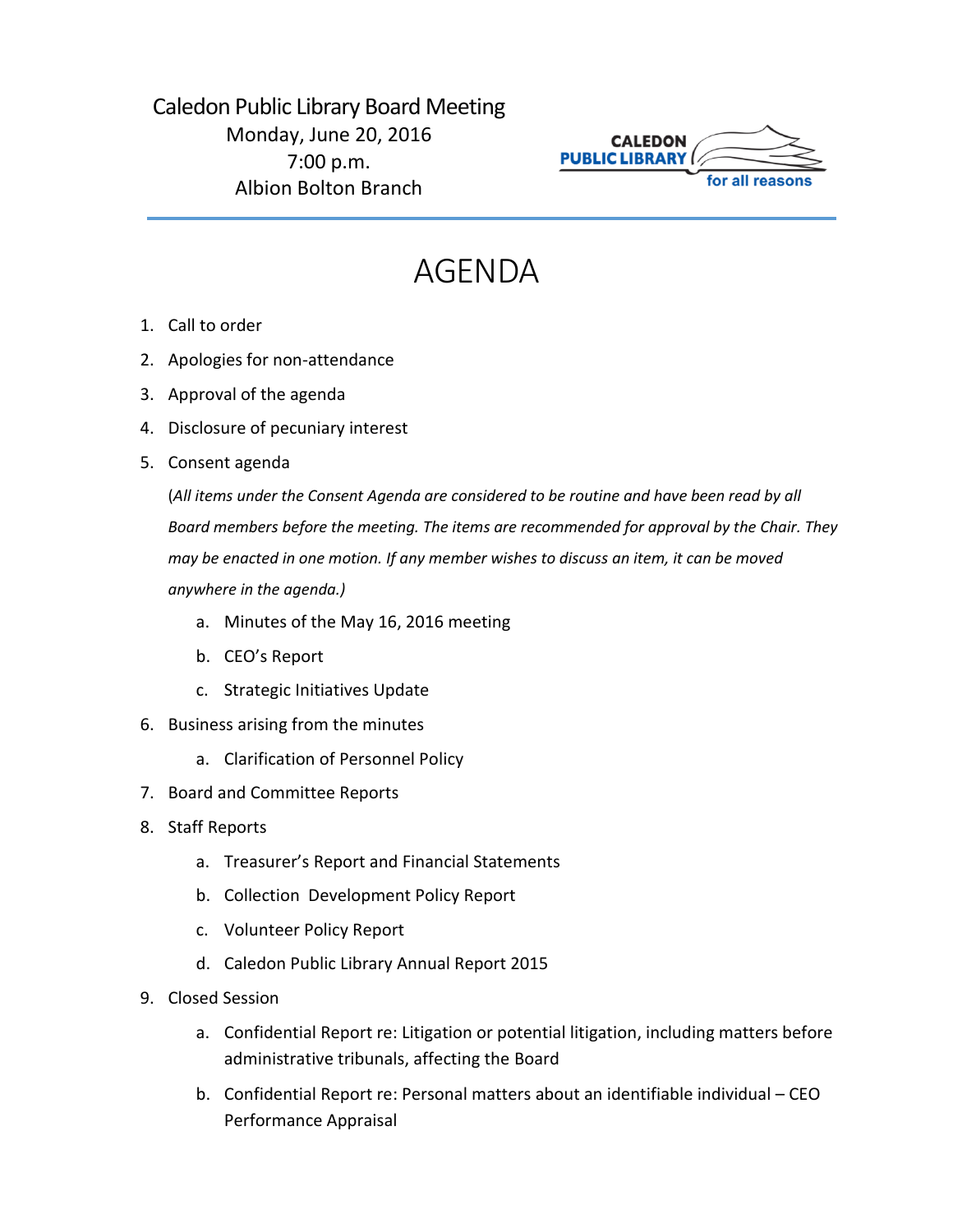Caledon Public Library Board Meeting
Monday, June 20, 2016
7:00 p.m.
Albion Bolton Branch

CALEDON PUBLIC LIBRARY for all reasons

# AGENDA

1. Call to order
2. Apologies for non-attendance
3. Approval of the agenda
4. Disclosure of pecuniary interest
5. Consent agenda

   (*All items under the Consent Agenda are considered to be routine and have been read by all Board members before the meeting. The items are recommended for approval by the Chair. They may be enacted in one motion. If any member wishes to discuss an item, it can be moved anywhere in the agenda.)*

   a. Minutes of the May 16, 2016 meeting
   b. CEO's Report
   c. Strategic Initiatives Update
6. Business arising from the minutes
   a. Clarification of Personnel Policy
7. Board and Committee Reports
8. Staff Reports
   a. Treasurer's Report and Financial Statements
   b. Collection Development Policy Report
   c. Volunteer Policy Report
   d. Caledon Public Library Annual Report 2015
9. Closed Session
   a. Confidential Report re: Litigation or potential litigation, including matters before administrative tribunals, affecting the Board
   b. Confidential Report re: Personal matters about an identifiable individual – CEO Performance Appraisal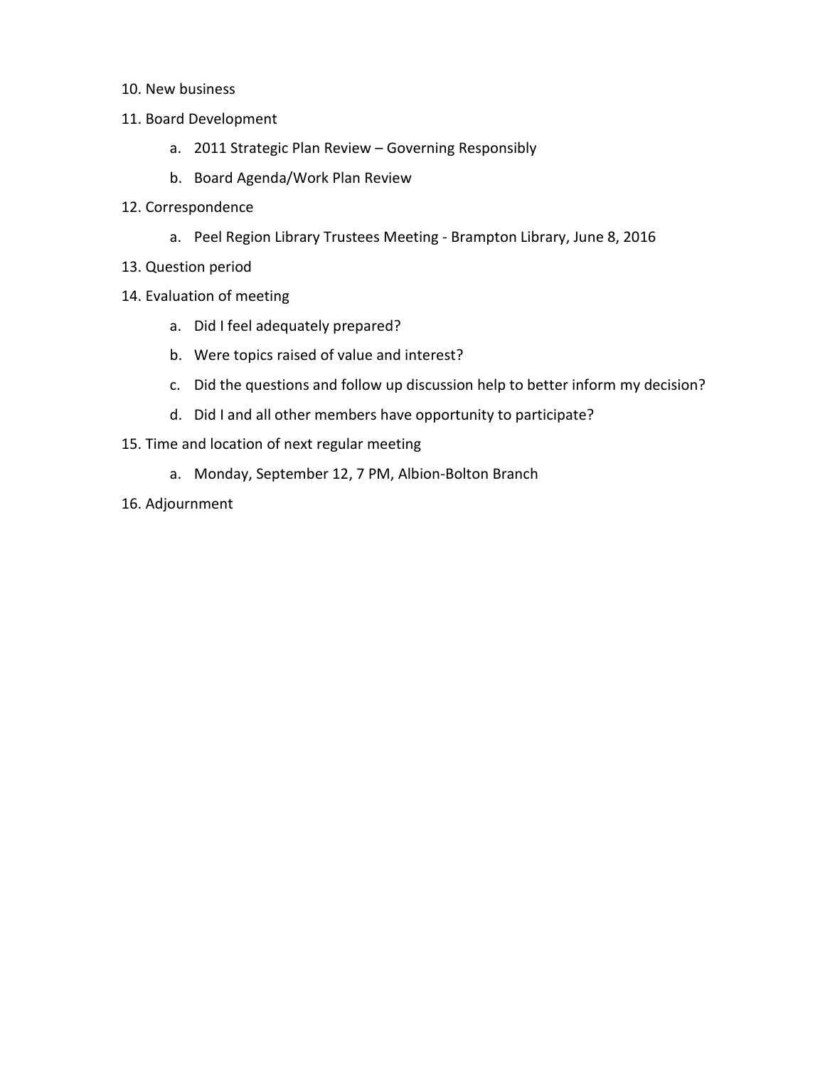10. New business
11. Board Development
    a. 2011 Strategic Plan Review – Governing Responsibly
    b. Board Agenda/Work Plan Review
12. Correspondence
    a. Peel Region Library Trustees Meeting - Brampton Library, June 8, 2016
13. Question period
14. Evaluation of meeting
    a. Did I feel adequately prepared?
    b. Were topics raised of value and interest?
    c. Did the questions and follow up discussion help to better inform my decision?
    d. Did I and all other members have opportunity to participate?
15. Time and location of next regular meeting
    a. Monday, September 12, 7 PM, Albion-Bolton Branch
16. Adjournment